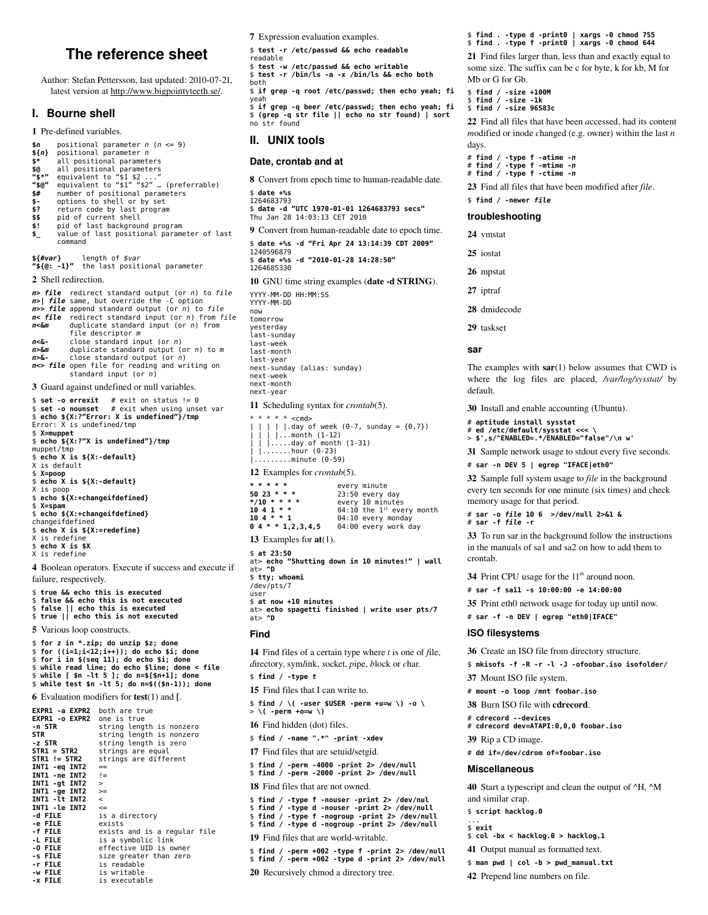# The reference sheet

Author: Stefan Pettersson, last updated: 2010-07-21, latest version at http://www.bigpointyteeth.se/.

## I. Bourne shell

**1** Pre-defined variables.

```
$n     positional parameter n (n <= 9)
${n}   positional parameter n
$*     all positional parameters
$@     all positional parameters
"$*"   equivalent to "$1 $2 ..."
"$@"   equivalent to "$1" "$2" … (preferrable)
$#     number of positional parameters
$-     options to shell or by set
$?     return code by last program
$$     pid of current shell
$!     pid of last background program
$_     value of last positional parameter of last
       command

${#var}     length of $var
"${@: -1}"  the last positional parameter
```

**2** Shell redirection.

```
n> file   redirect standard output (or n) to file
n>| file  same, but override the -C option
n>> file  append standard output (or n) to file
n< file   redirect standard input (or n) from file
n<&m      duplicate standard input (or n) from
          file descriptor m
n<&-      close standard input (or n)
n>&m      duplicate standard output (or n) to m
n>&-      close standard output (or n)
n<> file  open file for reading and writing on
          standard input (or n)
```

**3** Guard against undefined or null variables.

```
$ set -o errexit   # exit on status != 0
$ set -o nounset   # exit when using unset var
$ echo ${X:?"Error: X is undefined"}/tmp
Error: X is undefined/tmp
$ X=muppet
$ echo ${X:?"X is undefined"}/tmp
muppet/tmp
$ echo X is ${X:-default}
X is default
$ X=poop
$ echo X is ${X:-default}
X is poop
$ echo ${X:+changeifdefined}
$ X=spam
$ echo ${X:+changeifdefined}
changeifdefined
$ echo X is ${X:=redefine}
X is redefine
$ echo X is $X
X is redefine
```

**4** Boolean operators. Execute if success and execute if failure, respectively.

```
$ true && echo this is executed
$ false && echo this is not executed
$ false || echo this is executed
$ true || echo this is not executed
```

**5** Various loop constructs.

```
$ for z in *.zip; do unzip $z; done
$ for ((i=1;i<12;i++)); do echo $i; done
$ for i in $(seq 11); do echo $i; done
$ while read line; do echo $line; done < file
$ while [ $n -lt 5 ]; do n=$[$n+1]; done
$ while test $n -lt 5; do n=$(($n-1)); done
```

**6** Evaluation modifiers for **test**(1) and **[**.

```
EXPR1 -a EXPR2   both are true
EXPR1 -o EXPR2   one is true
-n STR           string length is nonzero
STR              string length is nonzero
-z STR           string length is zero
STR1 = STR2      strings are equal
STR1 != STR2     strings are different
INT1 -eq INT2    ==
INT1 -ne INT2    !=
INT1 -gt INT2    >
INT1 -ge INT2    >=
INT1 -lt INT2    <
INT1 -le INT2    <=
-d FILE          is a directory
-e FILE          exists
-f FILE          exists and is a regular file
-L FILE          is a symbolic link
-O FILE          effective UID is owner
-s FILE          size greater than zero
-r FILE          is readable
-w FILE          is writable
-x FILE          is executable
```

**7** Expression evaluation examples.

```
$ test -r /etc/passwd && echo readable
readable
$ test -w /etc/passwd && echo writable
$ test -r /bin/ls -a -x /bin/ls && echo both
both
$ if grep -q root /etc/passwd; then echo yeah; fi
yeah
$ if grep -q beer /etc/passwd; then echo yeah; fi
$ (grep -q str file || echo no str found) | sort
no str found
```

## II. UNIX tools

### Date, crontab and at

**8** Convert from epoch time to human-readable date.

```
$ date +%s
1264683793
$ date -d "UTC 1970-01-01 1264683793 secs"
Thu Jan 28 14:03:13 CET 2010
```

**9** Convert from human-readable date to epoch time.

```
$ date +%s -d "Fri Apr 24 13:14:39 CDT 2009"
1240596879
$ date +%s -d "2010-01-28 14:28:50"
1264685330
```

**10** GNU time string examples (**date -d STRING**).

```
YYYY-MM-DD HH:MM:SS
YYYY-MM-DD
now
tomorrow
yesterday
last-sunday
last-week
last-month
last-year
next-sunday (alias: sunday)
next-week
next-month
next-year
```

**11** Scheduling syntax for *crontab*(5).

```
* * * * * <cmd>
| | | | |.day of week (0-7, sunday = {0,7})
| | | |...month (1-12)
| | |.....day of month (1-31)
| |.......hour (0-23)
|.........minute (0-59)
```

**12** Examples for *crontab*(5).

```
* * * * *           every minute
50 23 * * *         23:50 every day
*/10 * * * *        every 10 minutes
10 4 1 * *          04:10 the 1st every month
10 4 * * 1          04:10 every monday
0 4 * * 1,2,3,4,5   04:00 every work day
```

**13** Examples for **at**(1).

```
$ at 23:50
at> echo "Shutting down in 10 minutes!" | wall
at> ^D
$ tty; whoami
/dev/pts/7
user
$ at now +10 minutes
at> echo spagetti finished | write user pts/7
at> ^D
```

### Find

**14** Find files of a certain type where *t* is one of *f*ile, *d*irectory, sym*l*ink, *s*ocket, *p*ipe, *b*lock or *c*har.

```
$ find / -type t
```

**15** Find files that I can write to.

```
$ find / \( -user $USER -perm +u=w \) -o \
> \( -perm +o=w \)
```

**16** Find hidden (dot) files.

```
$ find / -name ".*" -print -xdev
```

**17** Find files that are setuid/setgid.

```
$ find / -perm -4000 -print 2> /dev/null
$ find / -perm -2000 -print 2> /dev/null
```

**18** Find files that are not owned.

```
$ find / -type f -nouser -print 2> /dev/nul
$ find / -type d -nouser -print 2> /dev/null
$ find / -type f -nogroup -print 2> /dev/null
$ find / -type d -nogroup -print 2> /dev/null
```

**19** Find files that are world-writable.

```
$ find / -perm +002 -type f -print 2> /dev/null
$ find / -perm +002 -type d -print 2> /dev/null
```

**20** Recursively chmod a directory tree.

```
$ find . -type d -print0 | xargs -0 chmod 755
$ find . -type f -print0 | xargs -0 chmod 644
```

**21** Find files larger than, less than and exactly equal to some size. The suffix can be c for byte, k for kb, M for Mb or G for Gb.

```
$ find / -size +100M
$ find / -size -1k
$ find / -size 96583c
```

**22** Find all files that have been *a*ccessed, had its content *m*odified or inode *c*hanged (e.g. owner) within the last *n* days.

```
# find / -type f -atime -n
# find / -type f -mtime -n
# find / -type f -ctime -n
```

**23** Find all files that have been modified after *file*.

```
$ find / -newer file
```

### troubleshooting

**24** vmstat

**25** iostat

**26** mpstat

**27** iptraf

**28** dmidecode

**29** taskset

### sar

The examples with **sar**(1) below assumes that CWD is where the log files are placed, */var/log/sysstat/* by default.

**30** Install and enable accounting (Ubuntu).

```
# aptitude install sysstat
# ed /etc/default/sysstat <<< \
> $',s/^ENABLED=.*/ENABLED="false"/\n w'
```

**31** Sample network usage to stdout every five seconds.

```
# sar -n DEV 5 | egrep "IFACE|eth0"
```

**32** Sample full system usage to *file* in the background every ten seconds for one minute (six times) and check memory usage for that period.

```
# sar -o file 10 6  >/dev/null 2>&1 &
# sar -f file -r
```

**33** To run sar in the background follow the instructions in the manuals of sa1 and sa2 on how to add them to crontab.

**34** Print CPU usage for the 11th around noon.

```
# sar -f sa11 -s 10:00:00 -e 14:00:00
```

**35** Print eth0 network usage for today up until now.

```
# sar -f -n DEV | egrep "eth0|IFACE"
```

### ISO filesystems

**36** Create an ISO file from directory structure.

```
$ mkisofs -f -R -r -l -J -ofoobar.iso isofolder/
```

**37** Mount ISO file system.

```
# mount -o loop /mnt foobar.iso
```

**38** Burn ISO file with **cdrecord**.

```
# cdrecord --devices
# cdrecord dev=ATAPI:0,0,0 foobar.iso
```

**39** Rip a CD image.

```
# dd if=/dev/cdrom of=foobar.iso
```

### Miscellaneous

**40** Start a typescript and clean the output of ^H, ^M and similar crap.

```
$ script hacklog.0
...
$ exit
$ col -bx < hacklog.0 > hacklog.1
```

**41** Output manual as formatted text.

```
$ man pwd | col -b > pwd_manual.txt
```

**42** Prepend line numbers on file.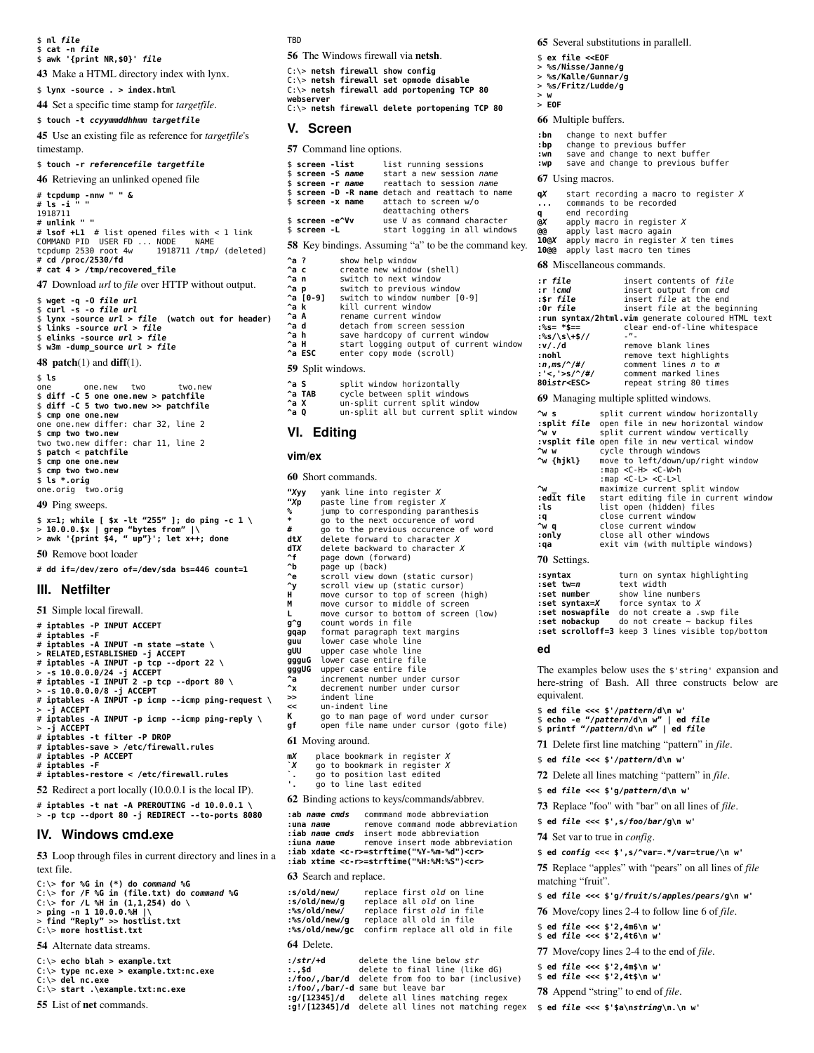```
$ nl file
$ cat -n file
$ awk '{print NR,$0}' file
```

**43** Make a HTML directory index with lynx.

```
$ lynx -source . > index.html
```

**44** Set a specific time stamp for *targetfile*.

```
$ touch -t ccyymmddhhmm targetfile
```

**45** Use an existing file as reference for *targetfile*'s timestamp.

```
$ touch -r referencefile targetfile
```

**46** Retrieving an unlinked opened file

```
# tcpdump -nnw " " &
# ls -i " "
1918711
# unlink " "
# lsof +L1  # list opened files with < 1 link
COMMAND PID  USER FD ... NODE    NAME
tcpdump 2530 root 4w     1918711 /tmp/ (deleted)
# cd /proc/2530/fd
# cat 4 > /tmp/recovered_file
```

**47** Download *url* to *file* over HTTP without output.

```
$ wget -q -O file url
$ curl -s -o file url
$ lynx -source url > file  (watch out for header)
$ links -source url > file
$ elinks -source url > file
$ w3m -dump_source url > file
```

**48** **patch**(1) and **diff**(1).

```
$ ls
one       one.new   two       two.new
$ diff -C 5 one one.new > patchfile
$ diff -C 5 two two.new >> patchfile
$ cmp one one.new
one one.new differ: char 32, line 2
$ cmp two two.new
two two.new differ: char 11, line 2
$ patch < patchfile
$ cmp one one.new
$ cmp two two.new
$ ls *.orig
one.orig  two.orig
```

**49** Ping sweeps.

```
$ x=1; while [ $x -lt "255" ]; do ping -c 1 \
> 10.0.0.$x | grep "bytes from" |\
> awk '{print $4, " up"}'; let x++; done
```

**50** Remove boot loader

```
# dd if=/dev/zero of=/dev/sda bs=446 count=1
```

## III. Netfilter

**51** Simple local firewall.

```
# iptables -P INPUT ACCEPT
# iptables -F
# iptables -A INPUT -m state –state \
> RELATED,ESTABLISHED -j ACCEPT
# iptables -A INPUT -p tcp --dport 22 \
> -s 10.0.0.0/24 -j ACCEPT
# iptables -I INPUT 2 -p tcp --dport 80 \
> -s 10.0.0.0/8 -j ACCEPT
# iptables -A INPUT -p icmp --icmp ping-request \
> -j ACCEPT
# iptables -A INPUT -p icmp --icmp ping-reply \
> -j ACCEPT
# iptables -t filter -P DROP
# iptables-save > /etc/firewall.rules
# iptables -P ACCEPT
# iptables -F
# iptables-restore < /etc/firewall.rules
```

**52** Redirect a port locally (10.0.0.1 is the local IP).

```
# iptables -t nat -A PREROUTING -d 10.0.0.1 \
> -p tcp --dport 80 -j REDIRECT --to-ports 8080
```

## IV. Windows cmd.exe

**53** Loop through files in current directory and lines in a text file.

```
C:\> for %G in (*) do command %G
C:\> for /F %G in (file.txt) do command %G
C:\> for /L %H in (1,1,254) do \
> ping -n 1 10.0.0.%H |\
> find "Reply" >> hostlist.txt
C:\> more hostlist.txt
```

**54** Alternate data streams.

```
C:\> echo blah > example.txt
C:\> type nc.exe > example.txt:nc.exe
C:\> del nc.exe
C:\> start .\example.txt:nc.exe
```

**55** List of **net** commands.

TBD

**56** The Windows firewall via **netsh**.

```
C:\> netsh firewall show config
C:\> netsh firewall set opmode disable
C:\> netsh firewall add portopening TCP 80
webserver
C:\> netsh firewall delete portopening TCP 80
```

## V. Screen

**57** Command line options.

```
$ screen -list          list running sessions
$ screen -S name        start a new session name
$ screen -r name        reattach to session name
$ screen -D -R name     detach and reattach to name
$ screen -x name        attach to screen w/o
                        deattaching others
$ screen -e^Vv          use V as command character
$ screen -L             start logging in all windows
```

**58** Key bindings. Assuming "a" to be the command key.

```
^a ?        show help window
^a c        create new window (shell)
^a n        switch to next window
^a p        switch to previous window
^a [0-9]    switch to window number [0-9]
^a k        kill current window
^a A        rename current window
^a d        detach from screen session
^a h        save hardcopy of current window
^a H        start logging output of current window
^a ESC      enter copy mode (scroll)
```

**59** Split windows.

```
^a S        split window horizontally
^a TAB      cycle between split windows
^a X        un-split current split window
^a Q        un-split all but current split window
```

## VI. Editing

### vim/ex

**60** Short commands.

```
"Xyy    yank line into register X
"Xp     paste line from register X
%       jump to corresponding paranthesis
*       go to the next occurence of word
#       go to the previous occurence of word
dtX     delete forward to character X
dTX     delete backward to character X
^f      page down (forward)
^b      page up (back)
^e      scroll view down (static cursor)
^y      scroll view up (static cursor)
H       move cursor to top of screen (high)
M       move cursor to middle of screen
L       move cursor to bottom of screen (low)
g^g     count words in file
gqap    format paragraph text margins
guu     lower case whole line
gUU     upper case whole line
ggguG   lower case entire file
gggUG   upper case entire file
^a      increment number under cursor
^x      decrement number under cursor
>>      indent line
<<      un-indent line
K       go to man page of word under cursor
gf      open file name under cursor (goto file)
```

**61** Moving around.

```
mX      place bookmark in register X
`X      go to bookmark in register X
`.      go to position last edited
'.      go to line last edited
```

**62** Binding actions to keys/commands/abbrev.

```
:ab name cmds       commmand mode abbreviation
:una name           remove command mode abbreviation
:iab name cmds      insert mode abbreviation
:iuna name          remove insert mode abbreviation
:iab xdate <c-r>=strftime("%Y-%m-%d")<cr>
:iab xtime <c-r>=strftime("%H:%M:%S")<cr>
```

**63** Search and replace.

```
:s/old/new/         replace first old on line
:s/old/new/g        replace all old on line
:%s/old/new/        replace first old in file
:%s/old/new/g       replace all old in file
:%s/old/new/gc      confirm replace all old in file
```

**64** Delete.

```
:/str/+d            delete the line below str
:.,$d               delete to final line (like dG)
:/foo/,/bar/d       delete from foo to bar (inclusive)
:/foo/,/bar/-d      same but leave bar
:g/[12345]/d        delete all lines matching regex
:g!/[12345]/d       delete all lines not matching regex
```

**65** Several substitutions in parallell.

```
$ ex file <<EOF
> %s/Nisse/Janne/g
> %s/Kalle/Gunnar/g
> %s/Fritz/Ludde/g
> w
> EOF
```

**66** Multiple buffers.

```
:bn     change to next buffer
:bp     change to previous buffer
:wn     save and change to next buffer
:wp     save and change to previous buffer
```

**67** Using macros.

```
qX      start recording a macro to register X
...     commands to be recorded
q       end recording
@X      apply macro in register X
@@      apply last macro again
10@X    apply macro in register X ten times
10@@    apply last macro ten times
```

**68** Miscellaneous commands.

```
:r file             insert contents of file
:r !cmd             insert output from cmd
:$r file            insert file at the end
:0r file            insert file at the beginning
:run syntax/2html.vim generate coloured HTML text
:%s= *$==           clear end-of-line whitespace
:%s/\s\+$//         -"-
:v/./d              remove blank lines
:nohl               remove text highlights
:n,ms/^/#/          comment lines n to m
:'<,'>s/^/#/        comment marked lines
80istr<ESC>         repeat string 80 times
```

**69** Managing multiple splitted windows.

```
^w s            split current window horizontally
:split file     open file in new horizontal window
^w v            split current window vertically
:vsplit file    open file in new vertical window
^w w            cycle through windows
^w {hjkl}       move to left/down/up/right window
                :map <C-H> <C-W>h
                :map <C-L> <C-L>l
^w _            maximize current split window
:edit file      start editing file in current window
:ls             list open (hidden) files
:q              close current window
^w q            close current window
:only           close all other windows
:qa             exit vim (with multiple windows)
```

**70** Settings.

```
:syntax             turn on syntax highlighting
:set tw=n           text width
:set number         show line numbers
:set syntax=X       force syntax to X
:set noswapfile     do not create a .swp file
:set nobackup       do not create ~ backup files
:set scrolloff=3    keep 3 lines visible top/bottom
```

### ed

The examples below uses the `$'string'` expansion and here-string of Bash. All three constructs below are equivalent.

```
$ ed file <<< $'/pattern/d\n w'
$ echo -e "/pattern/d\n w" | ed file
$ printf "/pattern/d\n w" | ed file
```

**71** Delete first line matching "pattern" in *file*.

```
$ ed file <<< $'/pattern/d\n w'
```

**72** Delete all lines matching "pattern" in *file*.

```
$ ed file <<< $'g/pattern/d\n w'
```

**73** Replace "foo" with "bar" on all lines of *file*.

```
$ ed file <<< $',s/foo/bar/g\n w'
```

**74** Set var to true in *config*.

```
$ ed config <<< $',s/^var=.*/var=true/\n w'
```

**75** Replace "apples" with "pears" on all lines of *file* matching "fruit".

```
$ ed file <<< $'g/fruit/s/apples/pears/g\n w'
```

**76** Move/copy lines 2-4 to follow line 6 of *file*.

```
$ ed file <<< $'2,4m6\n w'
$ ed file <<< $'2,4t6\n w'
```

**77** Move/copy lines 2-4 to the end of *file*.

```
$ ed file <<< $'2,4m$\n w'
$ ed file <<< $'2,4t$\n w'
```

**78** Append "string" to end of *file*.

```
$ ed file <<< $'$a\nstring\n.\n w'
```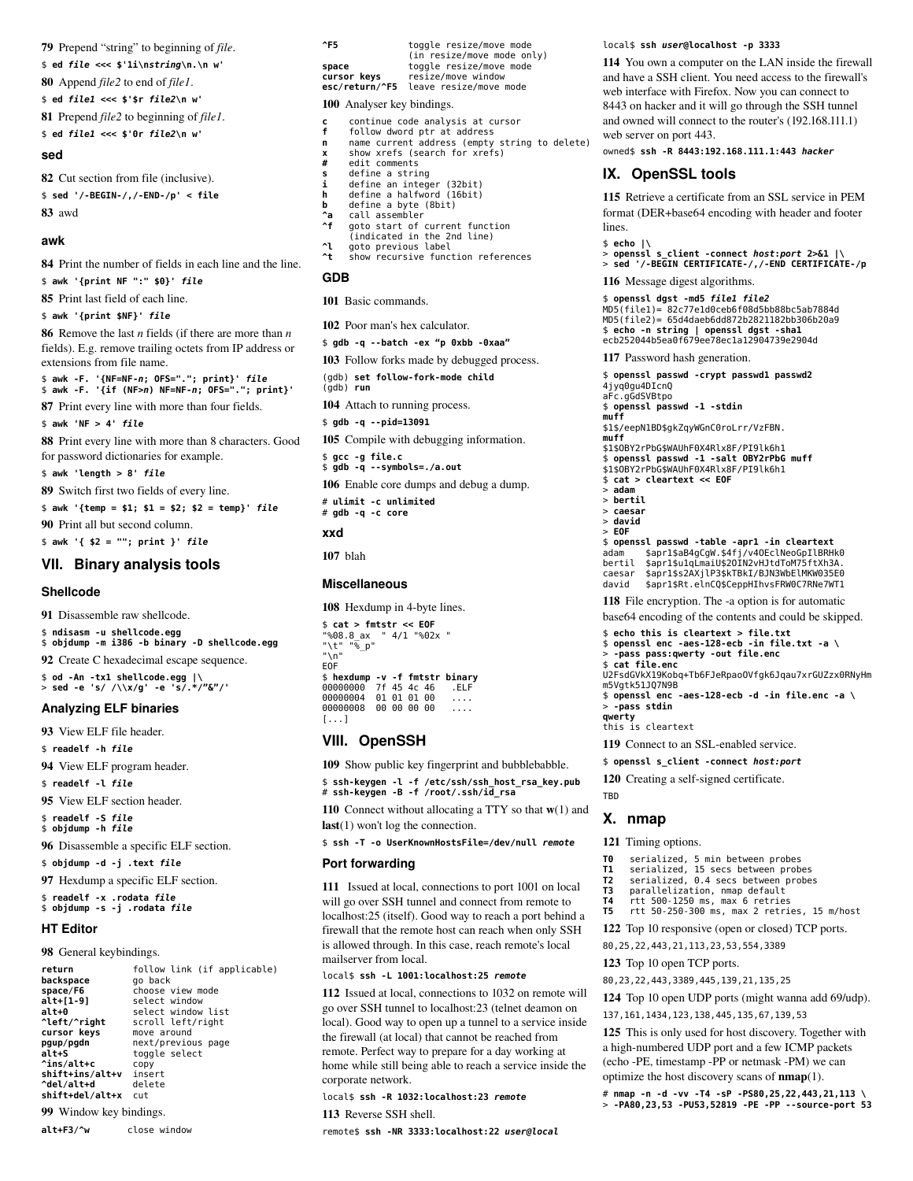**79** Prepend "string" to beginning of *file*.

```
$ ed file <<< $'1i\nstring\n.\n w'
```

**80** Append *file2* to end of *file1*.

```
$ ed file1 <<< $'$r file2\n w'
```

**81** Prepend *file2* to beginning of *file1*.

```
$ ed file1 <<< $'0r file2\n w'
```

### sed

**82** Cut section from file (inclusive).

```
$ sed '/-BEGIN-/,/-END-/p' < file
```

**83** awd

### awk

**84** Print the number of fields in each line and the line.

```
$ awk '{print NF ":" $0}' file
```

**85** Print last field of each line.

```
$ awk '{print $NF}' file
```

**86** Remove the last *n* fields (if there are more than *n* fields). E.g. remove trailing octets from IP address or extensions from file name.

```
$ awk -F. '{NF=NF-n; OFS="."; print}' file
$ awk -F. '{if (NF>n) NF=NF-n; OFS="."; print}'
```

**87** Print every line with more than four fields.

```
$ awk 'NF > 4' file
```

**88** Print every line with more than 8 characters. Good for password dictionaries for example.

```
$ awk 'length > 8' file
```

**89** Switch first two fields of every line.

```
$ awk '{temp = $1; $1 = $2; $2 = temp}' file
```

**90** Print all but second column.

```
$ awk '{ $2 = ""; print }' file
```

## VII. Binary analysis tools

### Shellcode

**91** Disassemble raw shellcode.

```
$ ndisasm -u shellcode.egg
$ objdump -m i386 -b binary -D shellcode.egg
```

**92** Create C hexadecimal escape sequence.

```
$ od -An -tx1 shellcode.egg |\
> sed -e 's/ /\\x/g' -e 's/.*/"&"/'
```

### Analyzing ELF binaries

**93** View ELF file header.

```
$ readelf -h file
```

**94** View ELF program header.

```
$ readelf -l file
```

**95** View ELF section header.

```
$ readelf -S file
$ objdump -h file
```

**96** Disassemble a specific ELF section.

```
$ objdump -d -j .text file
```

**97** Hexdump a specific ELF section.

```
$ readelf -x .rodata file
$ objdump -s -j .rodata file
```

### HT Editor

**98** General keybindings.

```
return            follow link (if applicable)
backspace         go back
space/F6          choose view mode
alt+[1-9]         select window
alt+0             select window list
^left/^right      scroll left/right
cursor keys       move around
pgup/pgdn         next/previous page
alt+S             toggle select
^ins/alt+c        copy
shift+ins/alt+v   insert
^del/alt+d        delete
shift+del/alt+x   cut
```

**99** Window key bindings.

```
alt+F3/^w         close window
^F5               toggle resize/move mode
                  (in resize/move mode only)
space             toggle resize/move mode
cursor keys       resize/move window
esc/return/^F5    leave resize/move mode
```

**100** Analyser key bindings.

```
c    continue code analysis at cursor
f    follow dword ptr at address
n    name current address (empty string to delete)
x    show xrefs (search for xrefs)
#    edit comments
s    define a string
i    define an integer (32bit)
h    define a halfword (16bit)
b    define a byte (8bit)
^a   call assembler
^f   goto start of current function
     (indicated in the 2nd line)
^l   goto previous label
^t   show recursive function references
```

### GDB

**101** Basic commands.

**102** Poor man's hex calculator.

```
$ gdb -q --batch -ex "p 0xbb -0xaa"
```

**103** Follow forks made by debugged process.

```
(gdb) set follow-fork-mode child
(gdb) run
```

**104** Attach to running process.

```
$ gdb -q --pid=13091
```

**105** Compile with debugging information.

```
$ gcc -g file.c
$ gdb -q --symbols=./a.out
```

**106** Enable core dumps and debug a dump.

```
# ulimit -c unlimited
# gdb -q -c core
```

### xxd

**107** blah

### Miscellaneous

**108** Hexdump in 4-byte lines.

```
$ cat > fmtstr << EOF
"%08.8_ax  " 4/1 "%02x "
"\t" "%_p"
"\n"
EOF
$ hexdump -v -f fmtstr binary
00000000  7f 45 4c 46   .ELF
00000004  01 01 01 00   ....
00000008  00 00 00 00   ....
[...]
```

## VIII. OpenSSH

**109** Show public key fingerprint and bubblebabble.

```
$ ssh-keygen -l -f /etc/ssh/ssh_host_rsa_key.pub
# ssh-keygen -B -f /root/.ssh/id_rsa
```

**110** Connect without allocating a TTY so that **w**(1) and **last**(1) won't log the connection.

```
$ ssh -T -o UserKnownHostsFile=/dev/null remote
```

### Port forwarding

**111** Issued at local, connections to port 1001 on local will go over SSH tunnel and connect from remote to localhost:25 (itself). Good way to reach a port behind a firewall that the remote host can reach when only SSH is allowed through. In this case, reach remote's local mailserver from local.

```
local$ ssh -L 1001:localhost:25 remote
```

**112** Issued at local, connections to 1032 on remote will go over SSH tunnel to localhost:23 (telnet deamon on local). Good way to open up a tunnel to a service inside the firewall (at local) that cannot be reached from remote. Perfect way to prepare for a day working at home while still being able to reach a service inside the corporate network.

```
local$ ssh -R 1032:localhost:23 remote
```

**113** Reverse SSH shell.

```
remote$ ssh -NR 3333:localhost:22 user@local
local$ ssh user@localhost -p 3333
```

**114** You own a computer on the LAN inside the firewall and have a SSH client. You need access to the firewall's web interface with Firefox. Now you can connect to 8443 on hacker and it will go through the SSH tunnel and owned will connect to the router's (192.168.111.1) web server on port 443.

```
owned$ ssh -R 8443:192.168.111.1:443 hacker
```

## IX. OpenSSL tools

**115** Retrieve a certificate from an SSL service in PEM format (DER+base64 encoding with header and footer lines.

```
$ echo |\
> openssl s_client -connect host:port 2>&1 |\
> sed '/-BEGIN CERTIFICATE-/,/-END CERTIFICATE-/p
```

**116** Message digest algorithms.

```
$ openssl dgst -md5 file1 file2
MD5(file1)= 82c77e1d0ceb6f08d5bb88bc5ab7884d
MD5(file2)= 65d4daeb6dd872b2821182bb306b20a9
$ echo -n string | openssl dgst -sha1
ecb252044b5ea0f679ee78ec1a12904739e2904d
```

**117** Password hash generation.

```
$ openssl passwd -crypt passwd1 passwd2
4jyq0gu4DIcnQ
aFc.gGdSVBtpo
$ openssl passwd -1 -stdin
muff
$1$/eepN1BD$gkZqyWGnC0roLrr/VzFBN.
muff
$1$OBY2rPbG$WAUhF0X4Rlx8F/PI9lk6h1
$ openssl passwd -1 -salt OBY2rPbG muff
$1$OBY2rPbG$WAUhF0X4Rlx8F/PI9lk6h1
$ cat > cleartext << EOF
> adam
> bertil
> caesar
> david
> EOF
$ openssl passwd -table -apr1 -in cleartext
adam    $apr1$aB4gCgW.$4fj/v4OEclNeoGpIlBRHk0
bertil  $apr1$u1qLmaiU$2OIN2vHJtdToM75ftXh3A.
caesar  $apr1$s2AXjlP3$kTBkI/BJN3WbElMKW035E0
david   $apr1$Rt.elnCQ$CeppHIhvsFRW0C7RNe7WT1
```

**118** File encryption. The -a option is for automatic base64 encoding of the contents and could be skipped.

```
$ echo this is cleartext > file.txt
$ openssl enc -aes-128-ecb -in file.txt -a \
> -pass pass:qwerty -out file.enc
$ cat file.enc
U2FsdGVkX19Kobq+Tb6FJeRpaoOVfgk6Jqau7xrGUZzx0RNyHm
m5Vgtk51JQ7N9B
$ openssl enc -aes-128-ecb -d -in file.enc -a \
> -pass stdin
qwerty
this is cleartext
```

**119** Connect to an SSL-enabled service.

```
$ openssl s_client -connect host:port
```

**120** Creating a self-signed certificate.

TBD

## X. nmap

**121** Timing options.

```
T0   serialized, 5 min between probes
T1   serialized, 15 secs between probes
T2   serialized, 0.4 secs between probes
T3   parallelization, nmap default
T4   rtt 500-1250 ms, max 6 retries
T5   rtt 50-250-300 ms, max 2 retries, 15 m/host
```

**122** Top 10 responsive (open or closed) TCP ports.

80,25,22,443,21,113,23,53,554,3389

**123** Top 10 open TCP ports.

80,23,22,443,3389,445,139,21,135,25

**124** Top 10 open UDP ports (might wanna add 69/udp).

137,161,1434,123,138,445,135,67,139,53

**125** This is only used for host discovery. Together with a high-numbered UDP port and a few ICMP packets (echo -PE, timestamp -PP or netmask -PM) we can optimize the host discovery scans of **nmap**(1).

```
# nmap -n -d -vv -T4 -sP -PS80,25,22,443,21,113 \
> -PA80,23,53 -PU53,52819 -PE -PP --source-port 53
```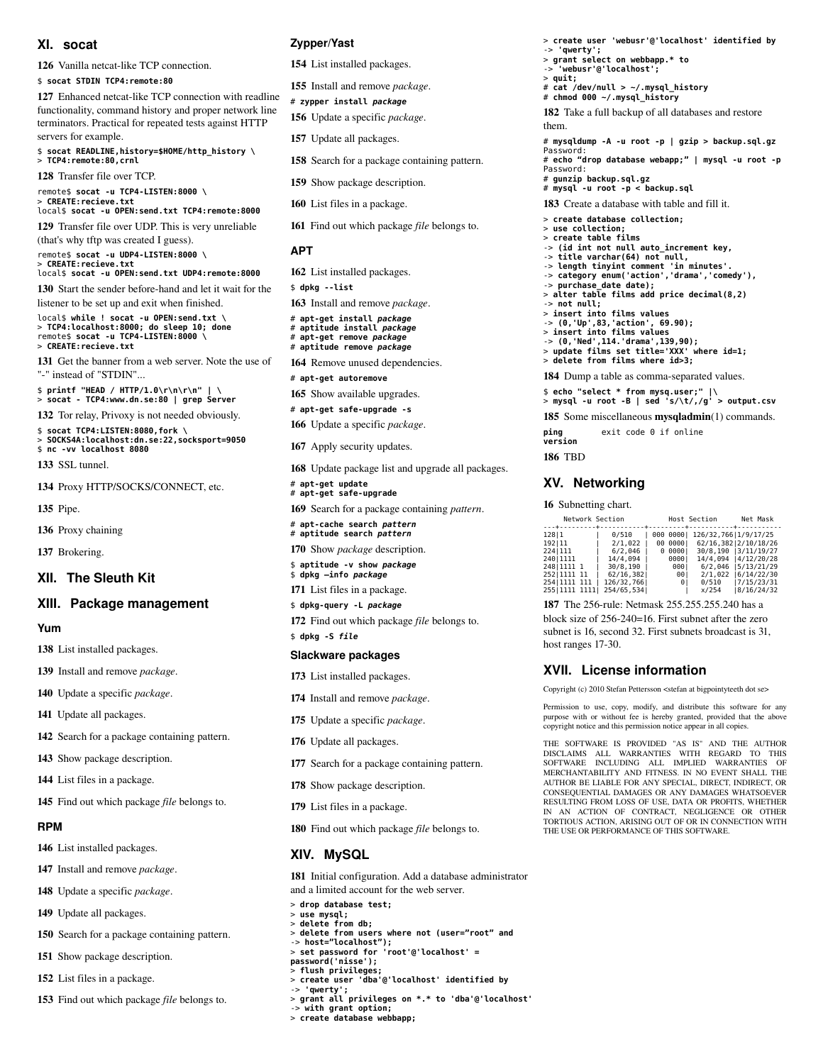## XI. socat

**126** Vanilla netcat-like TCP connection.

```
$ socat STDIN TCP4:remote:80
```

**127** Enhanced netcat-like TCP connection with readline functionality, command history and proper network line terminators. Practical for repeated tests against HTTP servers for example.

```
$ socat READLINE,history=$HOME/http_history \
> TCP4:remote:80,crnl
```

**128** Transfer file over TCP.

```
remote$ socat -u TCP4-LISTEN:8000 \
> CREATE:recieve.txt
local$ socat -u OPEN:send.txt TCP4:remote:8000
```

**129** Transfer file over UDP. This is very unreliable (that's why tftp was created I guess).

```
remote$ socat -u UDP4-LISTEN:8000 \
> CREATE:recieve.txt
local$ socat -u OPEN:send.txt UDP4:remote:8000
```

**130** Start the sender before-hand and let it wait for the listener to be set up and exit when finished.

```
local$ while ! socat -u OPEN:send.txt \
> TCP4:localhost:8000; do sleep 10; done
remote$ socat -u TCP4-LISTEN:8000 \
> CREATE:recieve.txt
```

**131** Get the banner from a web server. Note the use of "-" instead of "STDIN"...

```
$ printf "HEAD / HTTP/1.0\r\n\r\n" | \
> socat - TCP4:www.dn.se:80 | grep Server
```

**132** Tor relay, Privoxy is not needed obviously.

```
$ socat TCP4:LISTEN:8080,fork \
> SOCKS4A:localhost:dn.se:22,socksport=9050
$ nc -vv localhost 8080
```

**133** SSL tunnel.

**134** Proxy HTTP/SOCKS/CONNECT, etc.

**135** Pipe.

**136** Proxy chaining

**137** Brokering.

## XII. The Sleuth Kit

## XIII. Package management

### Yum

**138** List installed packages.

**139** Install and remove *package*.

**140** Update a specific *package*.

**141** Update all packages.

**142** Search for a package containing pattern.

**143** Show package description.

**144** List files in a package.

**145** Find out which package *file* belongs to.

### RPM

**146** List installed packages.

**147** Install and remove *package*.

**148** Update a specific *package*.

**149** Update all packages.

**150** Search for a package containing pattern.

**151** Show package description.

**152** List files in a package.

**153** Find out which package *file* belongs to.

### Zypper/Yast

**154** List installed packages.

**155** Install and remove *package*.

```
# zypper install package
```

**156** Update a specific *package*.

**157** Update all packages.

**158** Search for a package containing pattern.

**159** Show package description.

**160** List files in a package.

**161** Find out which package *file* belongs to.

### APT

**162** List installed packages.

```
$ dpkg --list
```

**163** Install and remove *package*.

```
# apt-get install package
# aptitude install package
# apt-get remove package
# aptitude remove package
```

**164** Remove unused dependencies.

```
# apt-get autoremove
```

**165** Show available upgrades.

```
# apt-get safe-upgrade -s
```

**166** Update a specific *package*.

**167** Apply security updates.

**168** Update package list and upgrade all packages.

```
# apt-get update
# apt-get safe-upgrade
```

**169** Search for a package containing *pattern*.

```
# apt-cache search pattern
# aptitude search pattern
```

**170** Show *package* description.

```
$ aptitude -v show package
$ dpkg –info package
```

**171** List files in a package.

```
$ dpkg-query -L package
```

**172** Find out which package *file* belongs to.

```
$ dpkg -S file
```

### Slackware packages

**173** List installed packages.

**174** Install and remove *package*.

**175** Update a specific *package*.

**176** Update all packages.

**177** Search for a package containing pattern.

**178** Show package description.

**179** List files in a package.

**180** Find out which package *file* belongs to.

## XIV. MySQL

**181** Initial configuration. Add a database administrator and a limited account for the web server.

```
> drop database test;
> use mysql;
> delete from db;
> delete from users where not (user=”root” and
-> host=”localhost”);
> set password for 'root'@'localhost' =
password('nisse');
> flush privileges;
> create user 'dba'@'localhost' identified by
-> 'qwerty';
> grant all privileges on *.* to 'dba'@'localhost'
-> with grant option;
> create database webbapp;
> create user 'webusr'@'localhost' identified by
-> 'qwerty';
> grant select on webbapp.* to
-> 'webusr'@'localhost';
> quit;
# cat /dev/null > ~/.mysql_history
# chmod 000 ~/.mysql_history
```

**182** Take a full backup of all databases and restore them.

```
# mysqldump -A -u root -p | gzip > backup.sql.gz
Password:
# echo “drop database webapp;” | mysql -u root -p
Password:
# gunzip backup.sql.gz
# mysql -u root -p < backup.sql
```

**183** Create a database with table and fill it.

```
> create database collection;
> use collection;
> create table films
-> (id int not null auto_increment key,
-> title varchar(64) not null,
-> length tinyint comment 'in minutes',
-> category enum('action','drama','comedy'),
-> purchase_date date);
> alter table films add price decimal(8,2)
-> not null;
> insert into films values
-> (0,'Up',83,'action', 69.90);
> insert into films values
-> (0,'Ned',114.'drama',139,90);
> update films set title='XXX' where id=1;
> delete from films where id>3;
```

**184** Dump a table as comma-separated values.

```
$ echo "select * from mysq.user;" |\
> mysql -u root -B | sed 's/\t/,/g' > output.csv
```

**185** Some miscellaneous **mysqladmin**(1) commands.

```
ping        exit code 0 if online
version
```

**186** TBD

## XV. Networking

**16** Subnetting chart.

```
    Network Section         Host Section     Net Mask
---+---------+-----------+---------+-----------+-----------
128|1        |   0/510   | 000 0000| 126/32,766|1/9/17/25
192|11       |   2/1,022 |  00 0000|  62/16,382|2/10/18/26
224|111      |   6/2,046 |   0 0000|  30/8,190 |3/11/19/27
240|1111     |  14/4,094 |     0000|  14/4,094 |4/12/20/28
248|1111 1   |  30/8,190 |      000|   6/2,046 |5/13/21/29
252|1111 11  |  62/16,382|       00|   2/1,022 |6/14/22/30
254|1111 111 | 126/32,766|        0|   0/510   |7/15/23/31
255|1111 1111| 254/65,534|         |   x/254   |8/16/24/32
```

**187** The 256-rule: Netmask 255.255.255.240 has a block size of 256-240=16. First subnet after the zero subnet is 16, second 32. First subnets broadcast is 31, host ranges 17-30.

## XVII. License information

Copyright (c) 2010 Stefan Pettersson <stefan at bigpointyteeth dot se>

Permission to use, copy, modify, and distribute this software for any purpose with or without fee is hereby granted, provided that the above copyright notice and this permission notice appear in all copies.

THE SOFTWARE IS PROVIDED "AS IS" AND THE AUTHOR DISCLAIMS ALL WARRANTIES WITH REGARD TO THIS SOFTWARE INCLUDING ALL IMPLIED WARRANTIES OF MERCHANTABILITY AND FITNESS. IN NO EVENT SHALL THE AUTHOR BE LIABLE FOR ANY SPECIAL, DIRECT, INDIRECT, OR CONSEQUENTIAL DAMAGES OR ANY DAMAGES WHATSOEVER RESULTING FROM LOSS OF USE, DATA OR PROFITS, WHETHER IN AN ACTION OF CONTRACT, NEGLIGENCE OR OTHER TORTIOUS ACTION, ARISING OUT OF OR IN CONNECTION WITH THE USE OR PERFORMANCE OF THIS SOFTWARE.